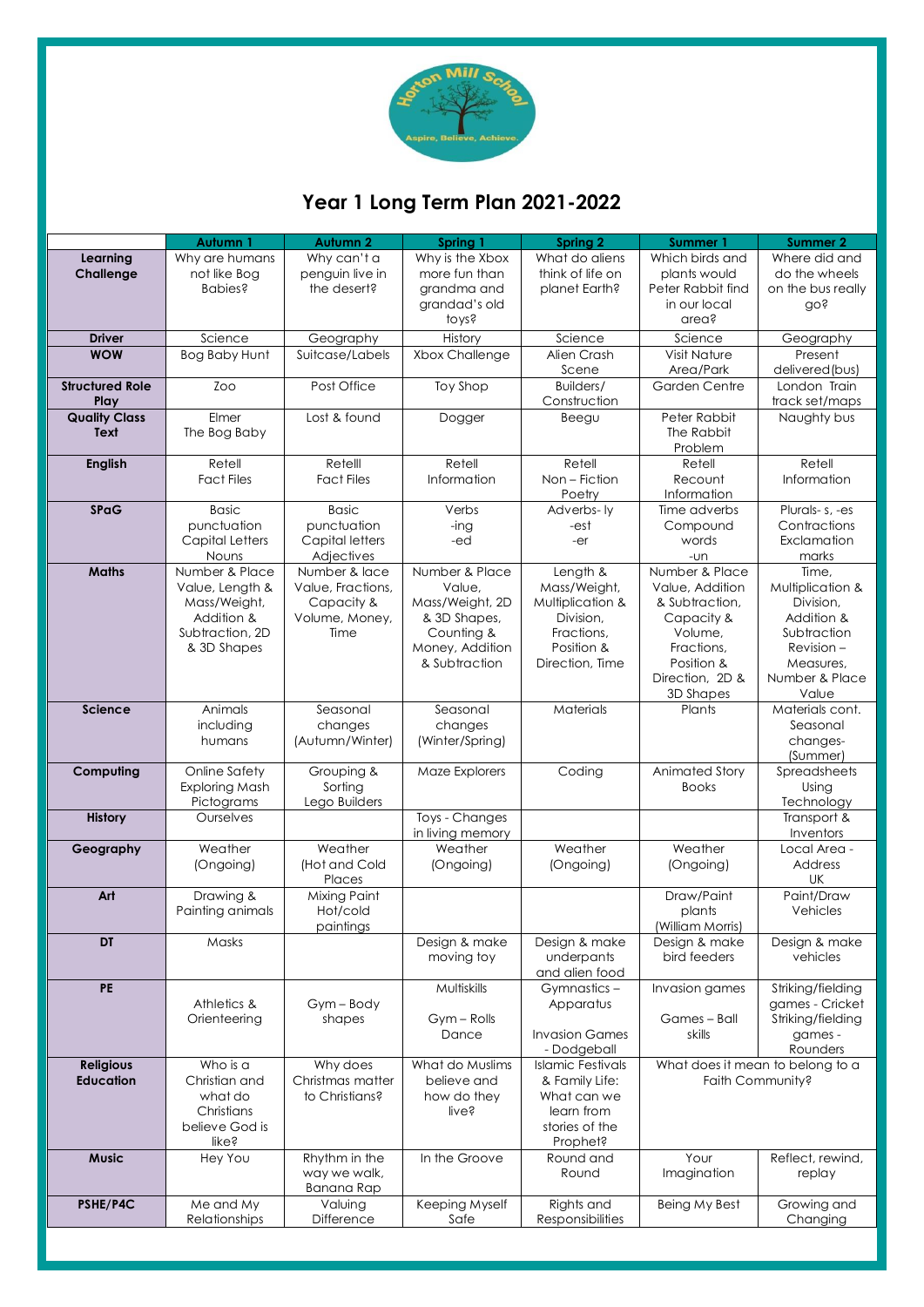# Year 1 Long Term Plan 2021-2022

| | Autumn 1 | Autumn 2 | Spring 1 | Spring 2 | Summer 1 | Summer 2 |
|---|---|---|---|---|---|---|
| **Learning Challenge** | Why are humans not like Bog Babies? | Why can't a penguin live in the desert? | Why is the Xbox more fun than grandma and grandad's old toys? | What do aliens think of life on planet Earth? | Which birds and plants would Peter Rabbit find in our local area? | Where did and do the wheels on the bus really go? |
| **Driver** | Science | Geography | History | Science | Science | Geography |
| **WOW** | Bog Baby Hunt | Suitcase/Labels | Xbox Challenge | Alien Crash Scene | Visit Nature Area/Park | Present delivered(bus) |
| **Structured Role Play** | Zoo | Post Office | Toy Shop | Builders/ Construction | Garden Centre | London Train track set/maps |
| **Quality Class Text** | Elmer The Bog Baby | Lost & found | Dogger | Beegu | Peter Rabbit The Rabbit Problem | Naughty bus |
| **English** | Retell Fact Files | Retelll Fact Files | Retell Information | Retell Non – Fiction Poetry | Retell Recount Information | Retell Information |
| **SPaG** | Basic punctuation Capital Letters Nouns | Basic punctuation Capital letters Adjectives | Verbs -ing -ed | Adverbs- ly -est -er | Time adverbs Compound words -un | Plurals- s, -es Contractions Exclamation marks |
| **Maths** | Number & Place Value, Length & Mass/Weight, Addition & Subtraction, 2D & 3D Shapes | Number & lace Value, Fractions, Capacity & Volume, Money, Time | Number & Place Value, Mass/Weight, 2D & 3D Shapes, Counting & Money, Addition & Subtraction | Length & Mass/Weight, Multiplication & Division, Fractions, Position & Direction, Time | Number & Place Value, Addition & Subtraction, Capacity & Volume, Fractions, Position & Direction, 2D & 3D Shapes | Time, Multiplication & Division, Addition & Subtraction Revision – Measures, Number & Place Value |
| **Science** | Animals including humans | Seasonal changes (Autumn/Winter) | Seasonal changes (Winter/Spring) | Materials | Plants | Materials cont. Seasonal changes- (Summer) |
| **Computing** | Online Safety Exploring Mash Pictograms | Grouping & Sorting Lego Builders | Maze Explorers | Coding | Animated Story Books | Spreadsheets Using Technology |
| **History** | Ourselves | | Toys - Changes in living memory | | | Transport & Inventors |
| **Geography** | Weather (Ongoing) | Weather (Hot and Cold Places | Weather (Ongoing) | Weather (Ongoing) | Weather (Ongoing) | Local Area - Address UK |
| **Art** | Drawing & Painting animals | Mixing Paint Hot/cold paintings | | | Draw/Paint plants (William Morris) | Paint/Draw Vehicles |
| **DT** | Masks | | Design & make moving toy | Design & make underpants and alien food | Design & make bird feeders | Design & make vehicles |
| **PE** | Athletics & Orienteering | Gym – Body shapes | Multiskills Gym – Rolls Dance | Gymnastics – Apparatus Invasion Games - Dodgeball | Invasion games Games – Ball skills | Striking/fielding games - Cricket Striking/fielding games - Rounders |
| **Religious Education** | Who is a Christian and what do Christians believe God is like? | Why does Christmas matter to Christians? | What do Muslims believe and how do they live? | Islamic Festivals & Family Life: What can we learn from stories of the Prophet? | What does it mean to belong to a Faith Community? | |
| **Music** | Hey You | Rhythm in the way we walk, Banana Rap | In the Groove | Round and Round | Your Imagination | Reflect, rewind, replay |
| **PSHE/P4C** | Me and My Relationships | Valuing Difference | Keeping Myself Safe | Rights and Responsibilities | Being My Best | Growing and Changing |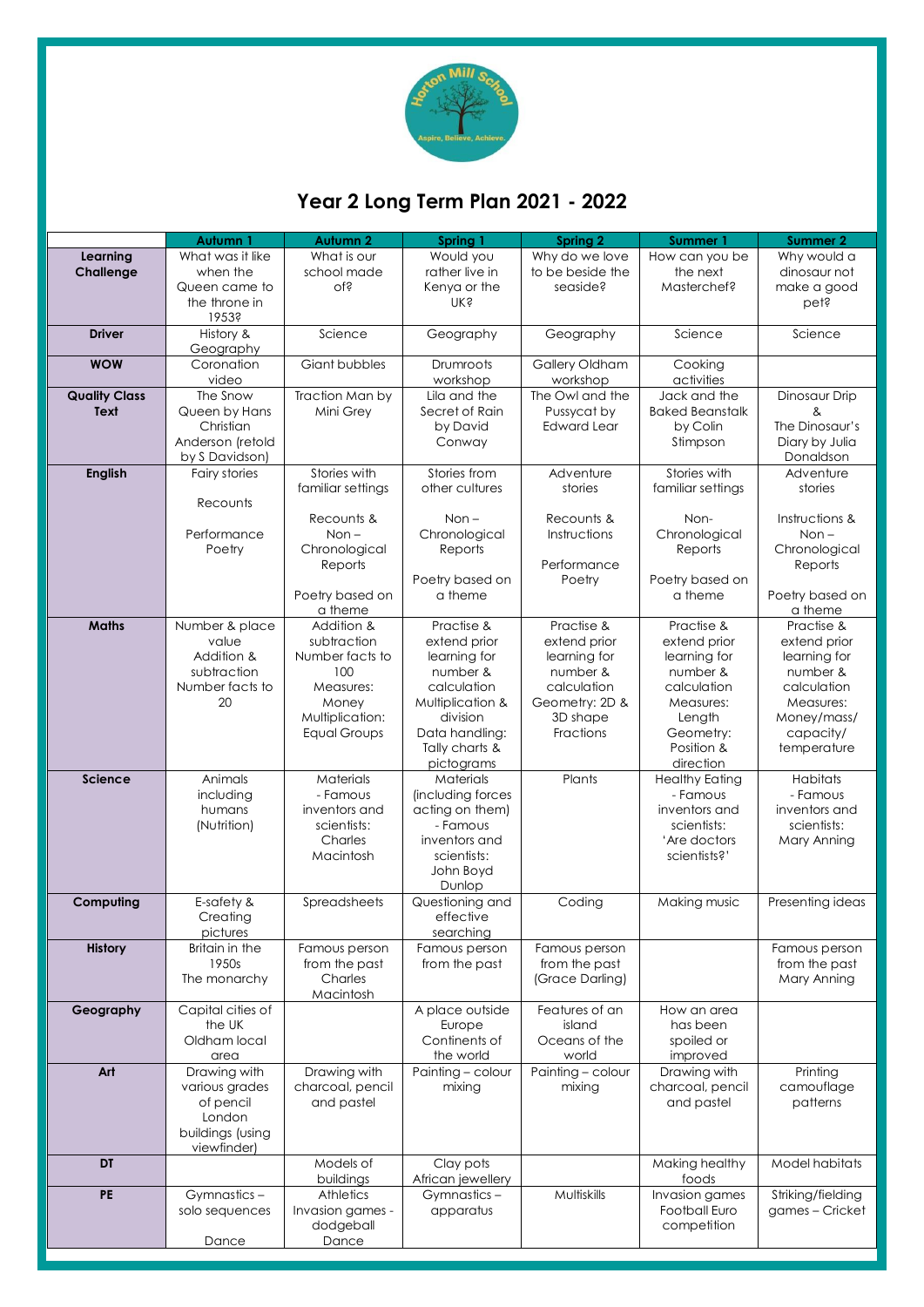# Year 2 Long Term Plan 2021 - 2022

| | Autumn 1 | Autumn 2 | Spring 1 | Spring 2 | Summer 1 | Summer 2 |
|---|---|---|---|---|---|---|
| **Learning Challenge** | What was it like when the Queen came to the throne in 1953? | What is our school made of? | Would you rather live in Kenya or the UK? | Why do we love to be beside the seaside? | How can you be the next Masterchef? | Why would a dinosaur not make a good pet? |
| **Driver** | History & Geography | Science | Geography | Geography | Science | Science |
| **WOW** | Coronation video | Giant bubbles | Drumroots workshop | Gallery Oldham workshop | Cooking activities | |
| **Quality Class Text** | The Snow Queen by Hans Christian Anderson (retold by S Davidson) | Traction Man by Mini Grey | Lila and the Secret of Rain by David Conway | The Owl and the Pussycat by Edward Lear | Jack and the Baked Beanstalk by Colin Stimpson | Dinosaur Drip & The Dinosaur's Diary by Julia Donaldson |
| **English** | Fairy stories<br><br>Recounts<br><br>Performance Poetry | Stories with familiar settings<br><br>Recounts & Non – Chronological Reports<br><br>Poetry based on a theme | Stories from other cultures<br><br>Non – Chronological Reports<br><br>Poetry based on a theme | Adventure stories<br><br>Recounts & Instructions<br><br>Performance Poetry | Stories with familiar settings<br><br>Non-Chronological Reports<br><br>Poetry based on a theme | Adventure stories<br><br>Instructions & Non – Chronological Reports<br><br>Poetry based on a theme |
| **Maths** | Number & place value<br>Addition & subtraction<br>Number facts to 20 | Addition & subtraction<br>Number facts to 100<br>Measures: Money<br>Multiplication: Equal Groups | Practise & extend prior learning for number & calculation<br>Multiplication & division<br>Data handling: Tally charts & pictograms | Practise & extend prior learning for number & calculation<br>Geometry: 2D & 3D shape<br>Fractions | Practise & extend prior learning for number & calculation<br>Measures: Length<br>Geometry: Position & direction | Practise & extend prior learning for number & calculation<br>Measures: Money/mass/ capacity/ temperature |
| **Science** | Animals including humans (Nutrition) | Materials<br>- Famous inventors and scientists: Charles Macintosh | Materials (including forces acting on them)<br>- Famous inventors and scientists: John Boyd Dunlop | Plants | Healthy Eating<br>- Famous inventors and scientists: 'Are doctors scientists?' | Habitats<br>- Famous inventors and scientists: Mary Anning |
| **Computing** | E-safety & Creating pictures | Spreadsheets | Questioning and effective searching | Coding | Making music | Presenting ideas |
| **History** | Britain in the 1950s<br>The monarchy | Famous person from the past Charles Macintosh | Famous person from the past | Famous person from the past (Grace Darling) | | Famous person from the past Mary Anning |
| **Geography** | Capital cities of the UK<br>Oldham local area | | A place outside Europe<br>Continents of the world | Features of an island<br>Oceans of the world | How an area has been spoiled or improved | |
| **Art** | Drawing with various grades of pencil London buildings (using viewfinder) | Drawing with charcoal, pencil and pastel | Painting – colour mixing | Painting – colour mixing | Drawing with charcoal, pencil and pastel | Printing camouflage patterns |
| **DT** | | Models of buildings | Clay pots African jewellery | | Making healthy foods | Model habitats |
| **PE** | Gymnastics – solo sequences<br><br>Dance | Athletics<br>Invasion games - dodgeball<br>Dance | Gymnastics – apparatus | Multiskills | Invasion games Football Euro competition | Striking/fielding games – Cricket |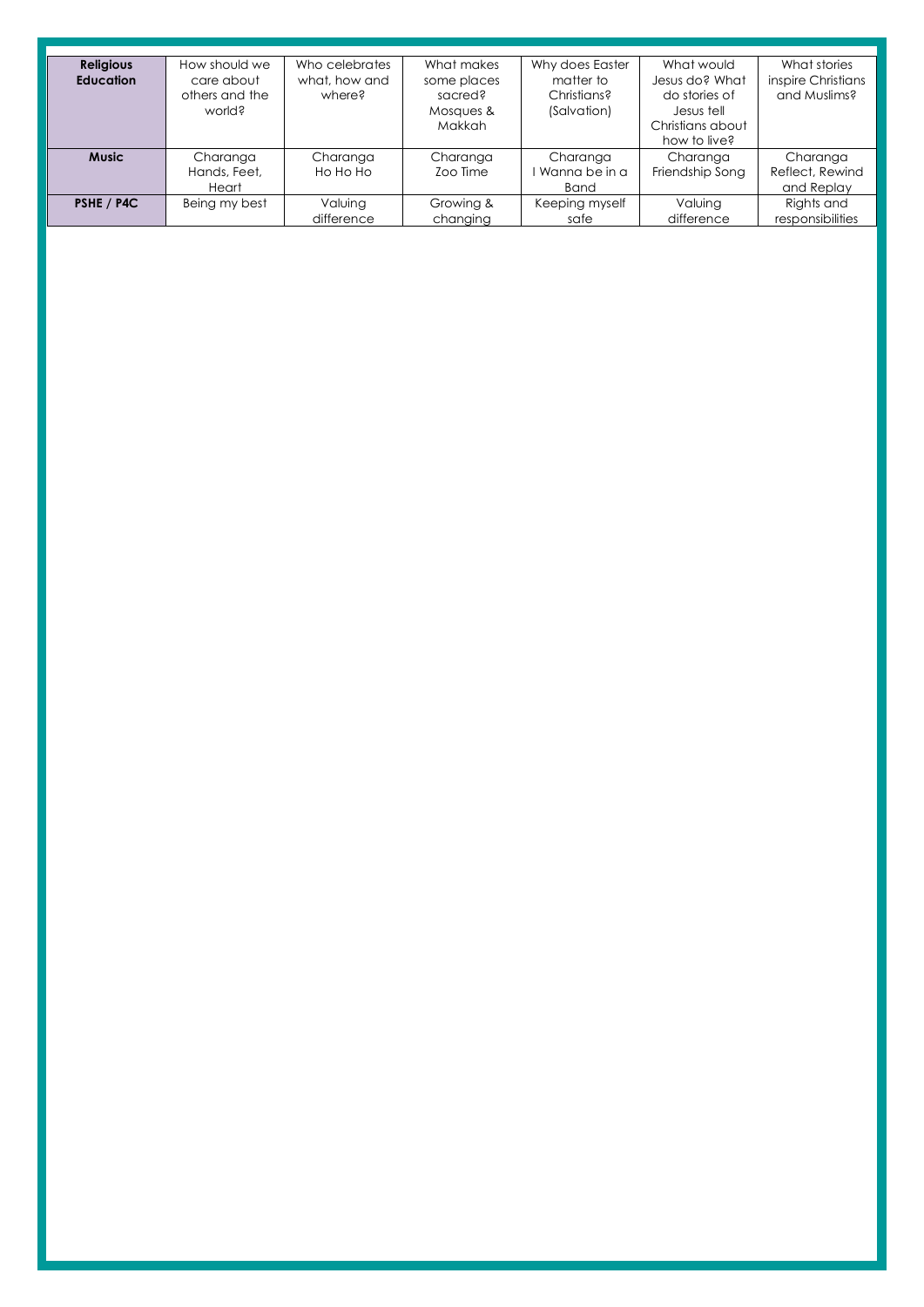| Religious Education | How should we care about others and the world? | Who celebrates what, how and where? | What makes some places sacred? Mosques & Makkah | Why does Easter matter to Christians? (Salvation) | What would Jesus do? What do stories of Jesus tell Christians about how to live? | What stories inspire Christians and Muslims? |
|---|---|---|---|---|---|---|
| **Music** | Charanga Hands, Feet, Heart | Charanga Ho Ho Ho | Charanga Zoo Time | Charanga I Wanna be in a Band | Charanga Friendship Song | Charanga Reflect, Rewind and Replay |
| **PSHE / P4C** | Being my best | Valuing difference | Growing & changing | Keeping myself safe | Valuing difference | Rights and responsibilities |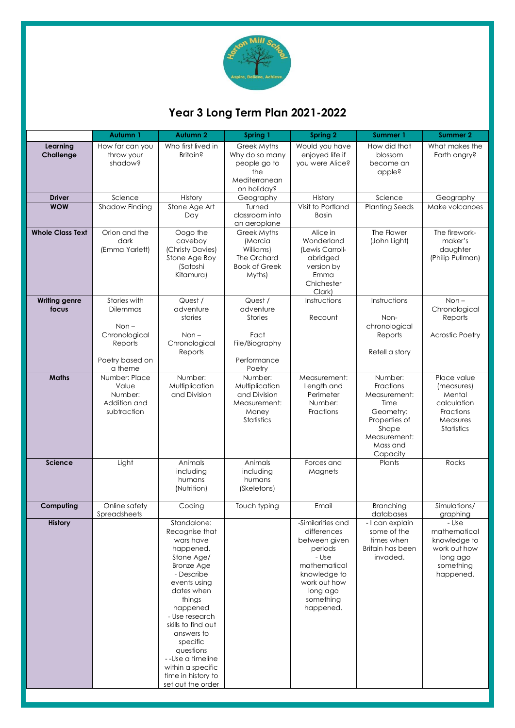# Year 3 Long Term Plan 2021-2022

| | Autumn 1 | Autumn 2 | Spring 1 | Spring 2 | Summer 1 | Summer 2 |
|---|---|---|---|---|---|---|
| **Learning Challenge** | How far can you throw your shadow? | Who first lived in Britain? | Greek Myths Why do so many people go to the Mediterranean on holiday? | Would you have enjoyed life if you were Alice? | How did that blossom become an apple? | What makes the Earth angry? |
| **Driver** | Science | History | Geography | History | Science | Geography |
| **WOW** | Shadow Finding | Stone Age Art Day | Turned classroom into an aeroplane | Visit to Portland Basin | Planting Seeds | Make volcanoes |
| **Whole Class Text** | Orion and the dark (Emma Yarlett) | Oogo the caveboy (Christy Davies) Stone Age Boy (Satoshi Kitamura) | Greek Myths (Marcia Williams) The Orchard Book of Greek Myths) | Alice in Wonderland (Lewis Carroll-abridged version by Emma Chichester Clark) | The Flower (John Light) | The firework-maker's daughter (Philip Pullman) |
| **Writing genre focus** | Stories with Dilemmas<br><br>Non – Chronological Reports<br><br>Poetry based on a theme | Quest / adventure stories<br><br>Non – Chronological Reports | Quest / adventure Stories<br><br>Fact File/Biography<br><br>Performance Poetry | Instructions<br><br>Recount | Instructions<br><br>Non-chronological Reports<br><br>Retell a story | Non – Chronological Reports<br><br>Acrostic Poetry |
| **Maths** | Number: Place Value Number: Addition and subtraction | Number: Multiplication and Division | Number: Multiplication and Division Measurement: Money Statistics | Measurement: Length and Perimeter Number: Fractions | Number: Fractions Measurement: Time Geometry: Properties of Shape Measurement: Mass and Capacity | Place value (measures) Mental calculation Fractions Measures Statistics |
| **Science** | Light | Animals including humans (Nutrition) | Animals including humans (Skeletons) | Forces and Magnets | Plants | Rocks |
| **Computing** | Online safety Spreadsheets | Coding | Touch typing | Email | Branching databases | Simulations/ graphing |
| **History** | | Standalone: Recognise that wars have happened. Stone Age/ Bronze Age - Describe events using dates when things happened - Use research skills to find out answers to specific questions - -Use a timeline within a specific time in history to set out the order | | -Similarities and differences between given periods - Use mathematical knowledge to work out how long ago something happened. | - I can explain some of the times when Britain has been invaded. | - Use mathematical knowledge to work out how long ago something happened. |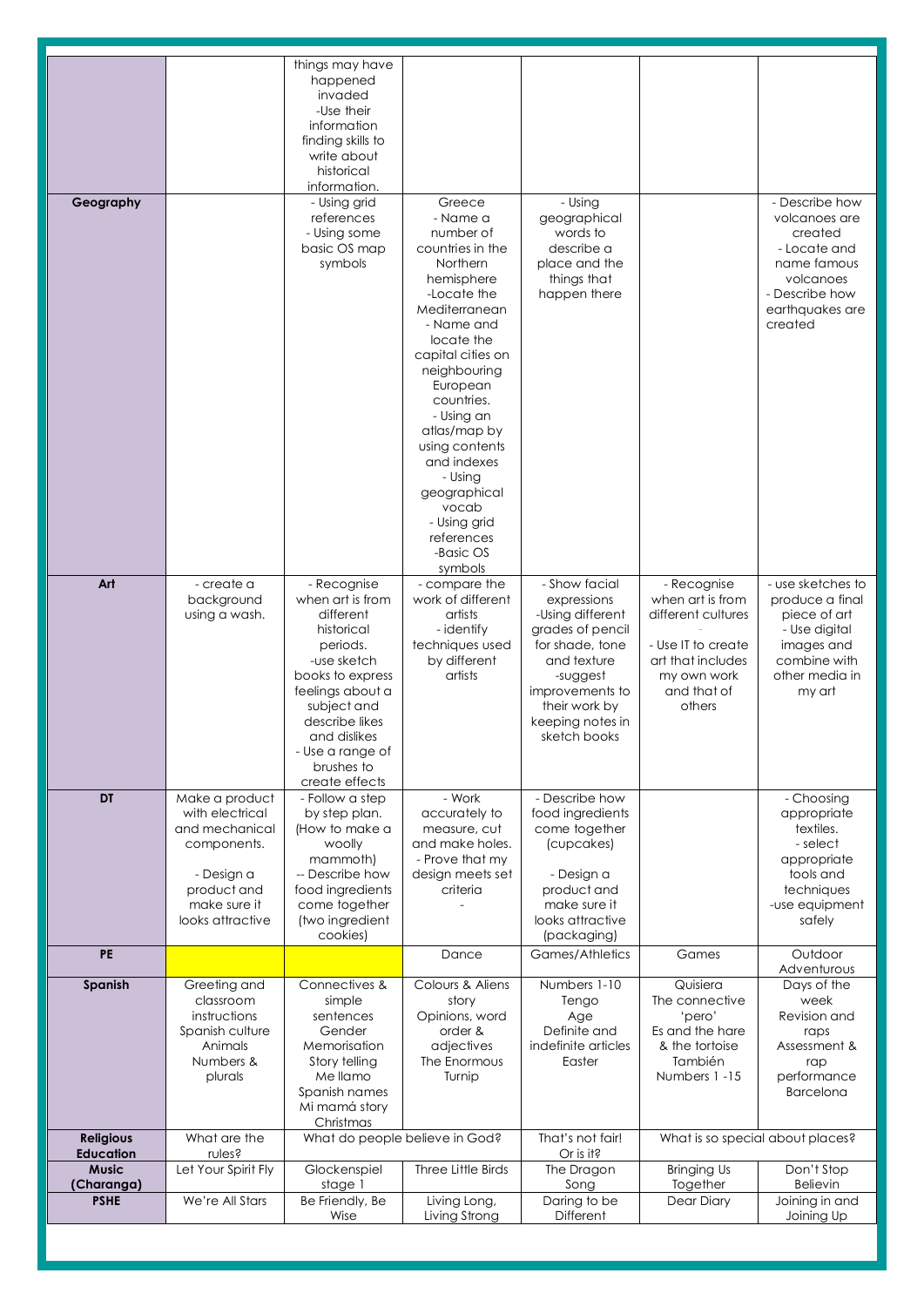| | | | | | | |
|---|---|---|---|---|---|---|
| | | things may have happened invaded<br>-Use their information finding skills to write about historical information. | | | | |
| **Geography** | | - Using grid references<br>- Using some basic OS map symbols | Greece<br>- Name a number of countries in the Northern hemisphere<br>-Locate the Mediterranean<br>- Name and locate the capital cities on neighbouring European countries.<br>- Using an atlas/map by using contents and indexes<br>- Using geographical vocab<br>- Using grid references<br>-Basic OS symbols | - Using geographical words to describe a place and the things that happen there | | - Describe how volcanoes are created<br>- Locate and name famous volcanoes<br>- Describe how earthquakes are created |
| **Art** | - create a background using a wash. | - Recognise when art is from different historical periods.<br>-use sketch books to express feelings about a subject and describe likes and dislikes<br>- Use a range of brushes to create effects | - compare the work of different artists<br>- identify techniques used by different artists | - Show facial expressions<br>-Using different grades of pencil for shade, tone and texture<br>-suggest improvements to their work by keeping notes in sketch books | - Recognise when art is from different cultures<br>-<br>- Use IT to create art that includes my own work and that of others | - use sketches to produce a final piece of art<br>- Use digital images and combine with other media in my art |
| **DT** | Make a product with electrical and mechanical components.<br>- Design a product and make sure it looks attractive | - Follow a step by step plan. (How to make a woolly mammoth)<br>-- Describe how food ingredients come together (two ingredient cookies) | - Work accurately to measure, cut and make holes.<br>- Prove that my design meets set criteria<br>- | - Describe how food ingredients come together (cupcakes)<br>- Design a product and make sure it looks attractive (packaging) | | - Choosing appropriate textiles.<br>- select appropriate tools and techniques<br>-use equipment safely |
| **PE** | | | Dance | Games/Athletics | Games | Outdoor Adventurous |
| **Spanish** | Greeting and classroom instructions<br>Spanish culture<br>Animals<br>Numbers & plurals | Connectives & simple sentences<br>Gender<br>Memorisation<br>Story telling<br>Me llamo<br>Spanish names<br>Mi mamá story<br>Christmas | Colours & Aliens story<br>Opinions, word order & adjectives<br>The Enormous Turnip | Numbers 1-10<br>Tengo<br>Age<br>Definite and indefinite articles<br>Easter | Quisiera<br>The connective 'pero'<br>Es and the hare & the tortoise<br>También<br>Numbers 1 -15 | Days of the week<br>Revision and raps<br>Assessment & rap performance<br>Barcelona |
| **Religious Education** | What are the rules? | What do people believe in God? | | That's not fair! Or is it? | What is so special about places? | |
| **Music (Charanga)** | Let Your Spirit Fly | Glockenspiel stage 1 | Three Little Birds | The Dragon Song | Bringing Us Together | Don't Stop Believin |
| **PSHE** | We're All Stars | Be Friendly, Be Wise | Living Long, Living Strong | Daring to be Different | Dear Diary | Joining in and Joining Up |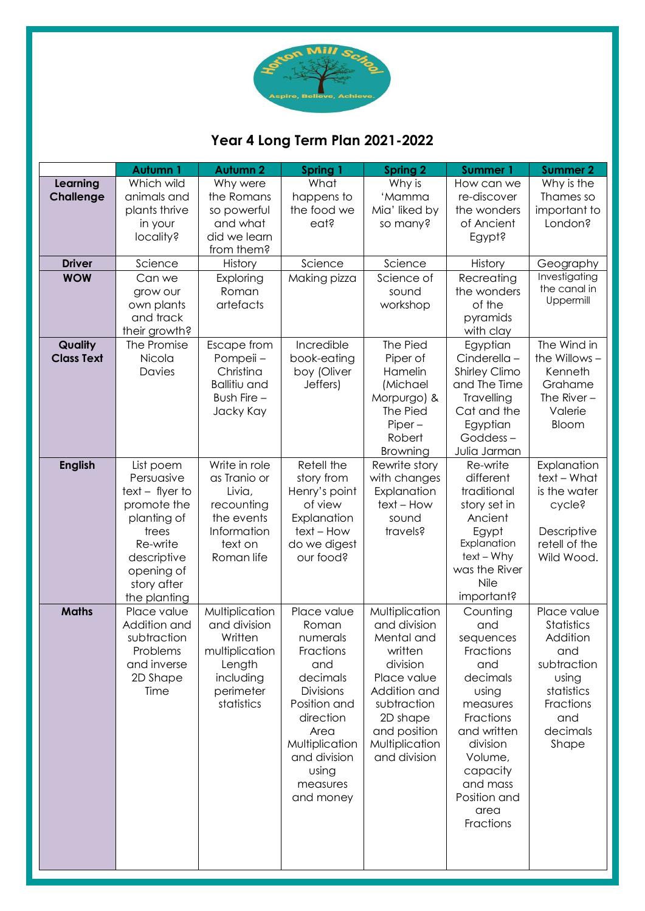# Year 4 Long Term Plan 2021-2022

| | Autumn 1 | Autumn 2 | Spring 1 | Spring 2 | Summer 1 | Summer 2 |
|---|---|---|---|---|---|---|
| **Learning Challenge** | Which wild animals and plants thrive in your locality? | Why were the Romans so powerful and what did we learn from them? | What happens to the food we eat? | Why is 'Mamma Mia' liked by so many? | How can we re-discover the wonders of Ancient Egypt? | Why is the Thames so important to London? |
| **Driver** | Science | History | Science | Science | History | Geography |
| **WOW** | Can we grow our own plants and track their growth? | Exploring Roman artefacts | Making pizza | Science of sound workshop | Recreating the wonders of the pyramids with clay | Investigating the canal in Uppermill |
| **Quality Class Text** | The Promise Nicola Davies | Escape from Pompeii – Christina Ballitiu and Bush Fire – Jacky Kay | Incredible book-eating boy (Oliver Jeffers) | The Pied Piper of Hamelin (Michael Morpurgo) & The Pied Piper – Robert Browning | Egyptian Cinderella – Shirley Climo and The Time Travelling Cat and the Egyptian Goddess – Julia Jarman | The Wind in the Willows – Kenneth Grahame The River – Valerie Bloom |
| **English** | List poem Persuasive text – flyer to promote the planting of trees Re-write descriptive opening of story after the planting | Write in role as Tranio or Livia, recounting the events Information text on Roman life | Retell the story from Henry's point of view Explanation text – How do we digest our food? | Rewrite story with changes Explanation text – How sound travels? | Re-write different traditional story set in Ancient Egypt Explanation text – Why was the River Nile important? | Explanation text – What is the water cycle? Descriptive retell of the Wild Wood. |
| **Maths** | Place value Addition and subtraction Problems and inverse 2D Shape Time | Multiplication and division Written multiplication Length including perimeter statistics | Place value Roman numerals Fractions and decimals Divisions Position and direction Area Multiplication and division using measures and money | Multiplication and division Mental and written division Place value Addition and subtraction 2D shape and position Multiplication and division | Counting and sequences Fractions and decimals using measures Fractions and written division Volume, capacity and mass Position and area Fractions | Place value Statistics Addition and subtraction using statistics Fractions and decimals Shape |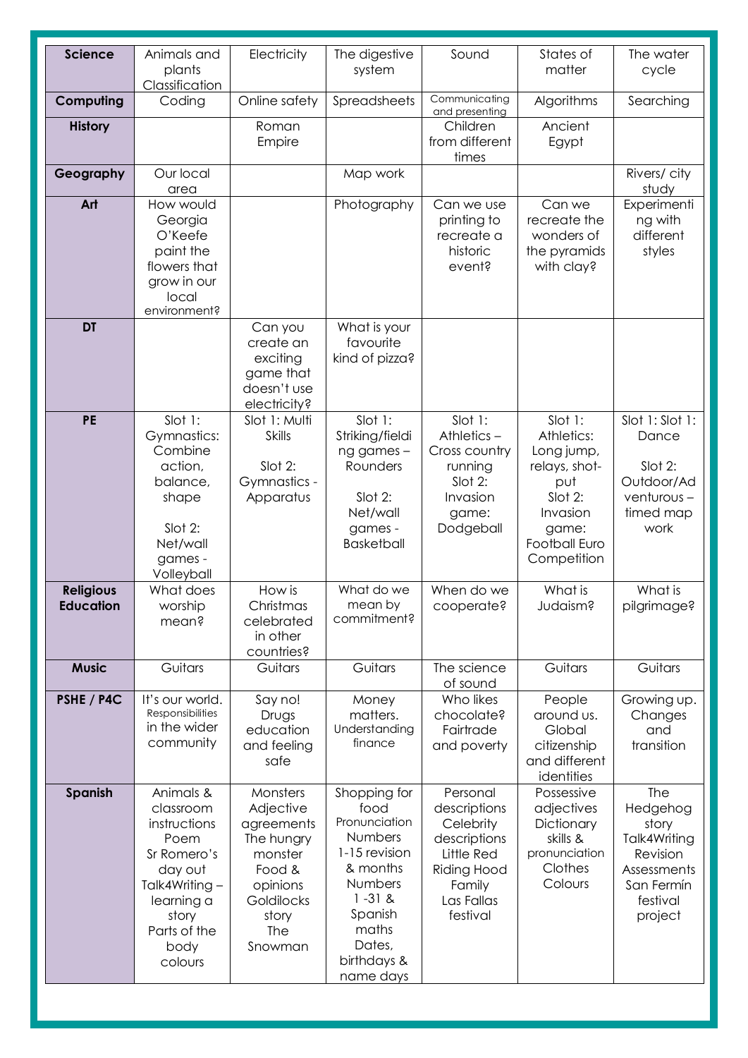| Science | Animals and plants Classification | Electricity | The digestive system | Sound | States of matter | The water cycle |
|---|---|---|---|---|---|---|
| Computing | Coding | Online safety | Spreadsheets | Communicating and presenting | Algorithms | Searching |
| History | | Roman Empire | | Children from different times | Ancient Egypt | |
| Geography | Our local area | | Map work | | | Rivers/ city study |
| Art | How would Georgia O'Keefe paint the flowers that grow in our local environment? | | Photography | Can we use printing to recreate a historic event? | Can we recreate the wonders of the pyramids with clay? | Experimenting with different styles |
| DT | | Can you create an exciting game that doesn't use electricity? | What is your favourite kind of pizza? | | | |
| PE | Slot 1: Gymnastics: Combine action, balance, shape<br><br>Slot 2: Net/wall games - Volleyball | Slot 1: Multi Skills<br><br>Slot 2: Gymnastics - Apparatus | Slot 1: Striking/fielding games – Rounders<br><br>Slot 2: Net/wall games - Basketball | Slot 1: Athletics – Cross country running<br>Slot 2: Invasion game: Dodgeball | Slot 1: Athletics: Long jump, relays, shot-put<br>Slot 2: Invasion game: Football Euro Competition | Slot 1: Slot 1: Dance<br><br>Slot 2: Outdoor/Adventurous – timed map work |
| Religious Education | What does worship mean? | How is Christmas celebrated in other countries? | What do we mean by commitment? | When do we cooperate? | What is Judaism? | What is pilgrimage? |
| Music | Guitars | Guitars | Guitars | The science of sound | Guitars | Guitars |
| PSHE / P4C | It's our world. Responsibilities in the wider community | Say no! Drugs education and feeling safe | Money matters. Understanding finance | Who likes chocolate? Fairtrade and poverty | People around us. Global citizenship and different identities | Growing up. Changes and transition |
| Spanish | Animals & classroom instructions<br>Poem<br>Sr Romero's day out<br>Talk4Writing – learning a story<br>Parts of the body<br>colours | Monsters<br>Adjective agreements<br>The hungry monster<br>Food & opinions<br>Goldilocks story<br>The Snowman | Shopping for food<br>Pronunciation<br>Numbers 1-15 revision & months<br>Numbers 1 -31 & Spanish maths<br>Dates, birthdays & name days | Personal descriptions<br>Celebrity descriptions<br>Little Red Riding Hood<br>Family<br>Las Fallas festival | Possessive adjectives<br>Dictionary skills & pronunciation<br>Clothes<br>Colours | The Hedgehog story<br>Talk4Writing<br>Revision<br>Assessments<br>San Fermín festival project |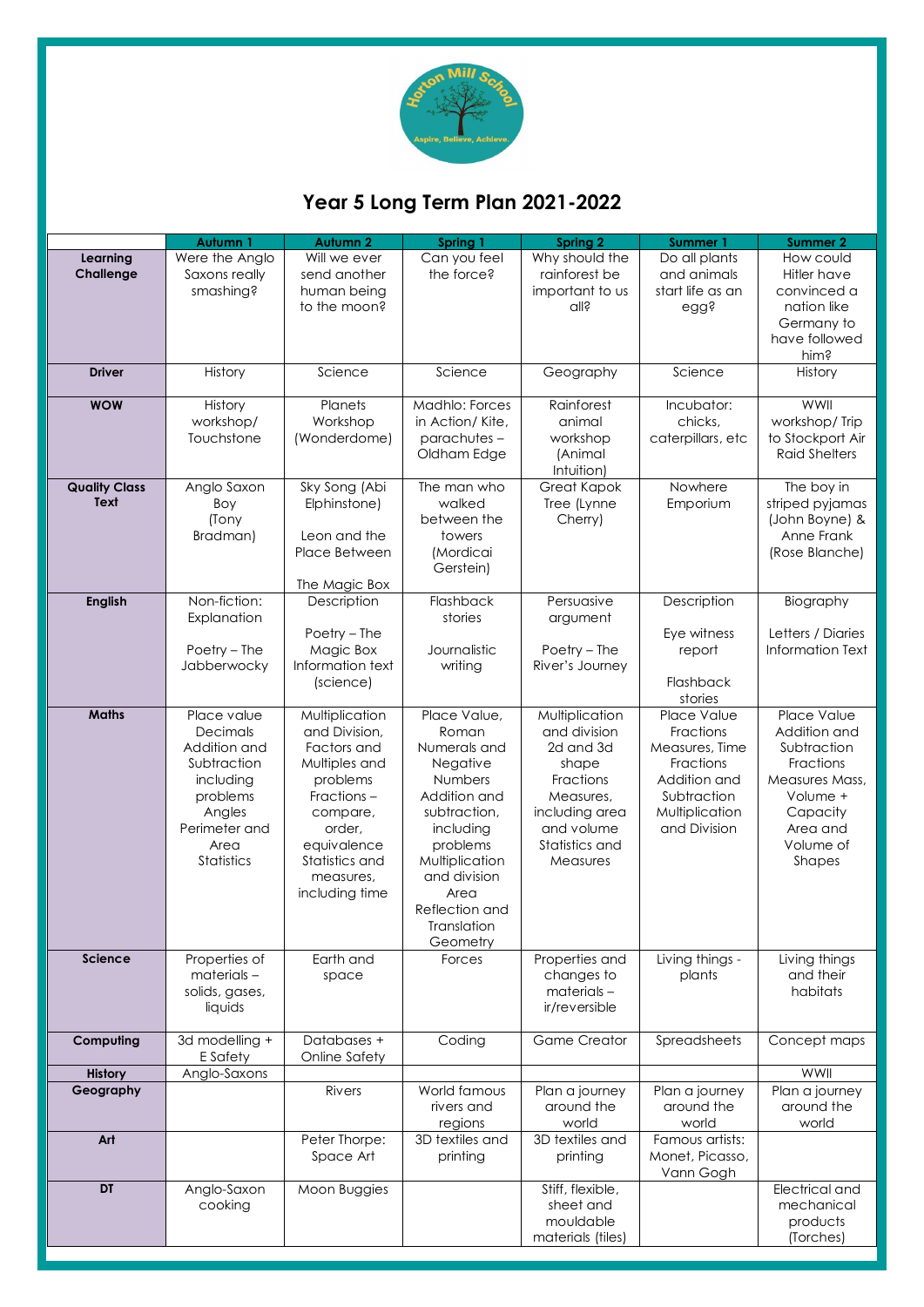# Year 5 Long Term Plan 2021-2022

| | Autumn 1 | Autumn 2 | Spring 1 | Spring 2 | Summer 1 | Summer 2 |
|---|---|---|---|---|---|---|
| **Learning Challenge** | Were the Anglo Saxons really smashing? | Will we ever send another human being to the moon? | Can you feel the force? | Why should the rainforest be important to us all? | Do all plants and animals start life as an egg? | How could Hitler have convinced a nation like Germany to have followed him? |
| **Driver** | History | Science | Science | Geography | Science | History |
| **WOW** | History workshop/ Touchstone | Planets Workshop (Wonderdome) | Madhlo: Forces in Action/ Kite, parachutes – Oldham Edge | Rainforest animal workshop (Animal Intuition) | Incubator: chicks, caterpillars, etc | WWII workshop/ Trip to Stockport Air Raid Shelters |
| **Quality Class Text** | Anglo Saxon Boy (Tony Bradman) | Sky Song (Abi Elphinstone)<br><br>Leon and the Place Between<br><br>The Magic Box | The man who walked between the towers (Mordicai Gerstein) | Great Kapok Tree (Lynne Cherry) | Nowhere Emporium | The boy in striped pyjamas (John Boyne) & Anne Frank (Rose Blanche) |
| **English** | Non-fiction: Explanation<br><br>Poetry – The Jabberwocky | Description<br><br>Poetry – The Magic Box Information text (science) | Flashback stories<br><br>Journalistic writing | Persuasive argument<br><br>Poetry – The River's Journey | Description<br><br>Eye witness report<br><br>Flashback stories | Biography<br><br>Letters / Diaries Information Text |
| **Maths** | Place value Decimals Addition and Subtraction including problems Angles Perimeter and Area Statistics | Multiplication and Division, Factors and Multiples and problems Fractions – compare, order, equivalence Statistics and measures, including time | Place Value, Roman Numerals and Negative Numbers Addition and subtraction, including problems Multiplication and division Area Reflection and Translation Geometry | Multiplication and division 2d and 3d shape Fractions Measures, including area and volume Statistics and Measures | Place Value Fractions Measures, Time Fractions Addition and Subtraction Multiplication and Division | Place Value Addition and Subtraction Fractions Measures Mass, Volume + Capacity Area and Volume of Shapes |
| **Science** | Properties of materials – solids, gases, liquids | Earth and space | Forces | Properties and changes to materials – ir/reversible | Living things - plants | Living things and their habitats |
| **Computing** | 3d modelling + E Safety | Databases + Online Safety | Coding | Game Creator | Spreadsheets | Concept maps |
| **History** | Anglo-Saxons | | | | | WWII |
| **Geography** | | Rivers | World famous rivers and regions | Plan a journey around the world | Plan a journey around the world | Plan a journey around the world |
| **Art** | | Peter Thorpe: Space Art | 3D textiles and printing | 3D textiles and printing | Famous artists: Monet, Picasso, Vann Gogh | |
| **DT** | Anglo-Saxon cooking | Moon Buggies | | Stiff, flexible, sheet and mouldable materials (tiles) | | Electrical and mechanical products (Torches) |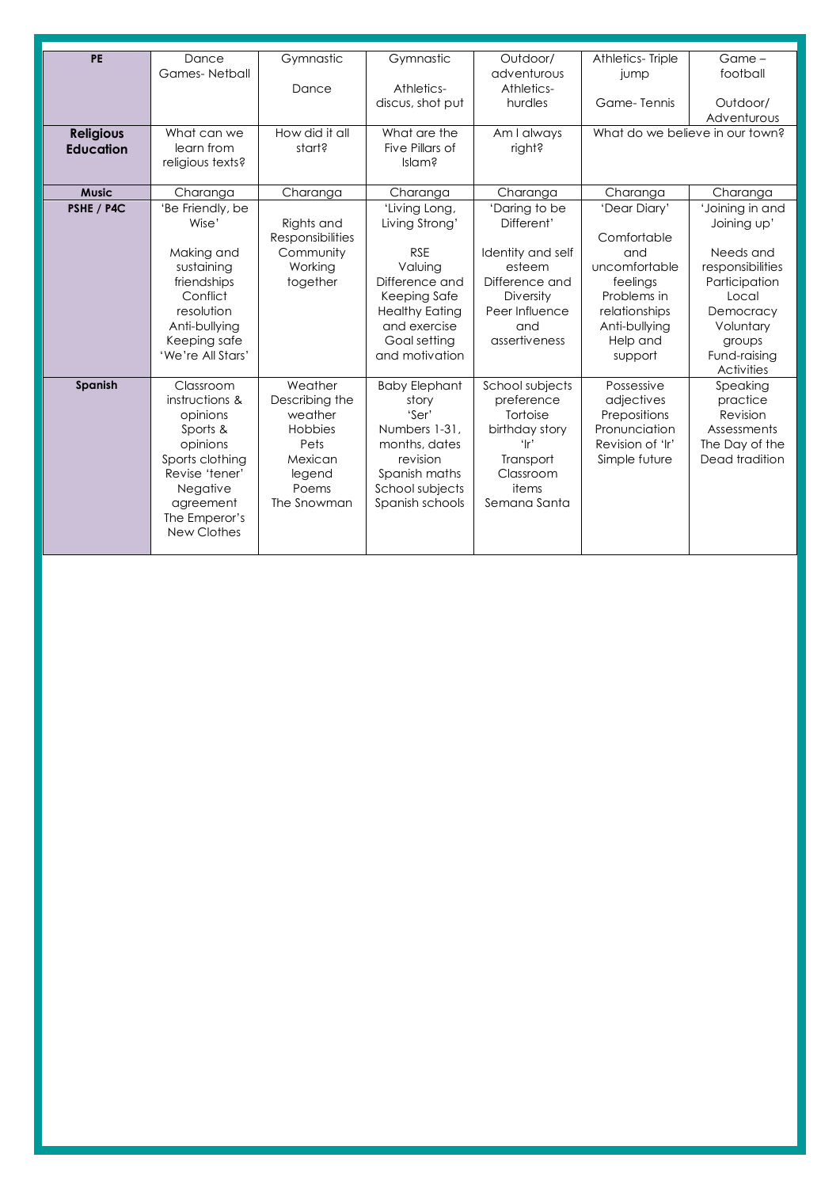| PE | Dance<br>Games- Netball | Gymnastic<br><br>Dance | Gymnastic<br><br>Athletics- discus, shot put | Outdoor/ adventurous<br>Athletics- hurdles | Athletics- Triple jump<br><br>Game- Tennis | Game – football<br><br>Outdoor/ Adventurous |
|---|---|---|---|---|---|---|
| **Religious Education** | What can we learn from religious texts? | How did it all start? | What are the Five Pillars of Islam? | Am I always right? | What do we believe in our town? | |
| **Music** | Charanga | Charanga | Charanga | Charanga | Charanga | Charanga |
| **PSHE / P4C** | 'Be Friendly, be Wise'<br><br>Making and sustaining friendships<br>Conflict resolution<br>Anti-bullying<br>Keeping safe<br>'We're All Stars' | Rights and Responsibilities<br>Community<br>Working together | 'Living Long, Living Strong'<br><br>RSE<br>Valuing Difference and Keeping Safe<br>Healthy Eating and exercise<br>Goal setting and motivation | 'Daring to be Different'<br><br>Identity and self esteem<br>Difference and Diversity<br>Peer Influence and assertiveness | 'Dear Diary'<br><br>Comfortable and uncomfortable feelings<br>Problems in relationships<br>Anti-bullying<br>Help and support | 'Joining in and Joining up'<br><br>Needs and responsibilities<br>Participation<br>Local Democracy<br>Voluntary groups<br>Fund-raising Activities |
| **Spanish** | Classroom instructions & opinions<br>Sports & opinions<br>Sports clothing<br>Revise 'tener'<br>Negative agreement<br>The Emperor's New Clothes | Weather<br>Describing the weather<br>Hobbies<br>Pets<br>Mexican legend<br>Poems<br>The Snowman | Baby Elephant story<br>'Ser'<br>Numbers 1-31, months, dates revision<br>Spanish maths<br>School subjects<br>Spanish schools | School subjects preference<br>Tortoise birthday story<br>'Ir'<br>Transport<br>Classroom items<br>Semana Santa | Possessive adjectives<br>Prepositions<br>Pronunciation<br>Revision of 'Ir'<br>Simple future | Speaking practice<br>Revision<br>Assessments<br>The Day of the Dead tradition |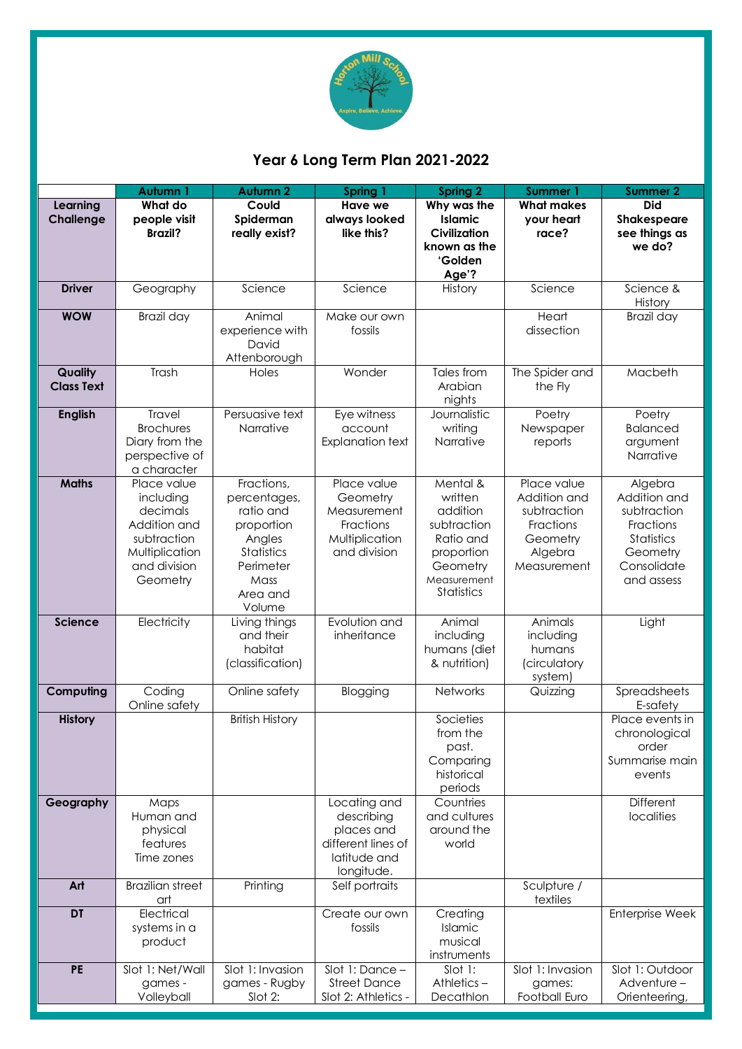# Year 6 Long Term Plan 2021-2022

| | Autumn 1 | Autumn 2 | Spring 1 | Spring 2 | Summer 1 | Summer 2 |
|---|---|---|---|---|---|---|
| **Learning Challenge** | **What do people visit Brazil?** | **Could Spiderman really exist?** | **Have we always looked like this?** | **Why was the Islamic Civilization known as the 'Golden Age'?** | **What makes your heart race?** | **Did Shakespeare see things as we do?** |
| **Driver** | Geography | Science | Science | History | Science | Science & History |
| **WOW** | Brazil day | Animal experience with David Attenborough | Make our own fossils | | Heart dissection | Brazil day |
| **Quality Class Text** | Trash | Holes | Wonder | Tales from Arabian nights | The Spider and the Fly | Macbeth |
| **English** | Travel Brochures Diary from the perspective of a character | Persuasive text Narrative | Eye witness account Explanation text | Journalistic writing Narrative | Poetry Newspaper reports | Poetry Balanced argument Narrative |
| **Maths** | Place value including decimals Addition and subtraction Multiplication and division Geometry | Fractions, percentages, ratio and proportion Angles Statistics Perimeter Mass Area and Volume | Place value Geometry Measurement Fractions Multiplication and division | Mental & written addition subtraction Ratio and proportion Geometry Measurement Statistics | Place value Addition and subtraction Fractions Geometry Algebra Measurement | Algebra Addition and subtraction Fractions Statistics Geometry Consolidate and assess |
| **Science** | Electricity | Living things and their habitat (classification) | Evolution and inheritance | Animal including humans (diet & nutrition) | Animals including humans (circulatory system) | Light |
| **Computing** | Coding Online safety | Online safety | Blogging | Networks | Quizzing | Spreadsheets E-safety |
| **History** | | British History | | Societies from the past. Comparing historical periods | | Place events in chronological order Summarise main events |
| **Geography** | Maps Human and physical features Time zones | | Locating and describing places and different lines of latitude and longitude. | Countries and cultures around the world | | Different localities |
| **Art** | Brazilian street art | Printing | Self portraits | | Sculpture / textiles | |
| **DT** | Electrical systems in a product | | Create our own fossils | Creating Islamic musical instruments | | Enterprise Week |
| **PE** | Slot 1: Net/Wall games - Volleyball | Slot 1: Invasion games - Rugby Slot 2: | Slot 1: Dance – Street Dance Slot 2: Athletics - | Slot 1: Athletics – Decathlon | Slot 1: Invasion games: Football Euro | Slot 1: Outdoor Adventure – Orienteering, |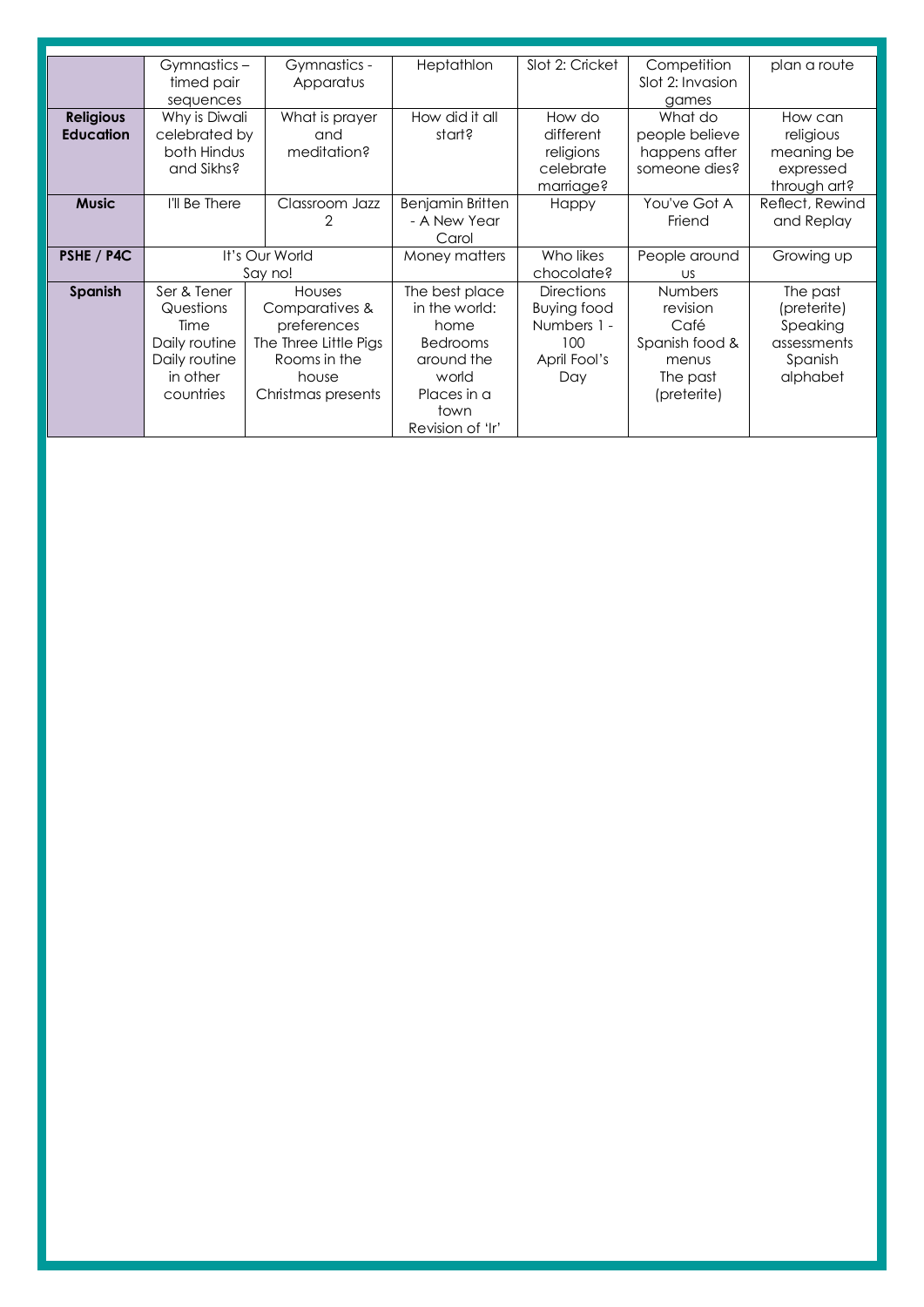| | | | | | | |
|---|---|---|---|---|---|---|
| | Gymnastics – timed pair sequences | Gymnastics - Apparatus | Heptathlon | Slot 2: Cricket | Competition Slot 2: Invasion games | plan a route |
| **Religious Education** | Why is Diwali celebrated by both Hindus and Sikhs? | What is prayer and meditation? | How did it all start? | How do different religions celebrate marriage? | What do people believe happens after someone dies? | How can religious meaning be expressed through art? |
| **Music** | I'll Be There | Classroom Jazz 2 | Benjamin Britten - A New Year Carol | Happy | You've Got A Friend | Reflect, Rewind and Replay |
| **PSHE / P4C** | It's Our World Say no! | | Money matters | Who likes chocolate? | People around us | Growing up |
| **Spanish** | Ser & Tener Questions Time Daily routine Daily routine in other countries | Houses Comparatives & preferences The Three Little Pigs Rooms in the house Christmas presents | The best place in the world: home Bedrooms around the world Places in a town Revision of 'Ir' | Directions Buying food Numbers 1 - 100 April Fool's Day | Numbers revision Café Spanish food & menus The past (preterite) | The past (preterite) Speaking assessments Spanish alphabet |